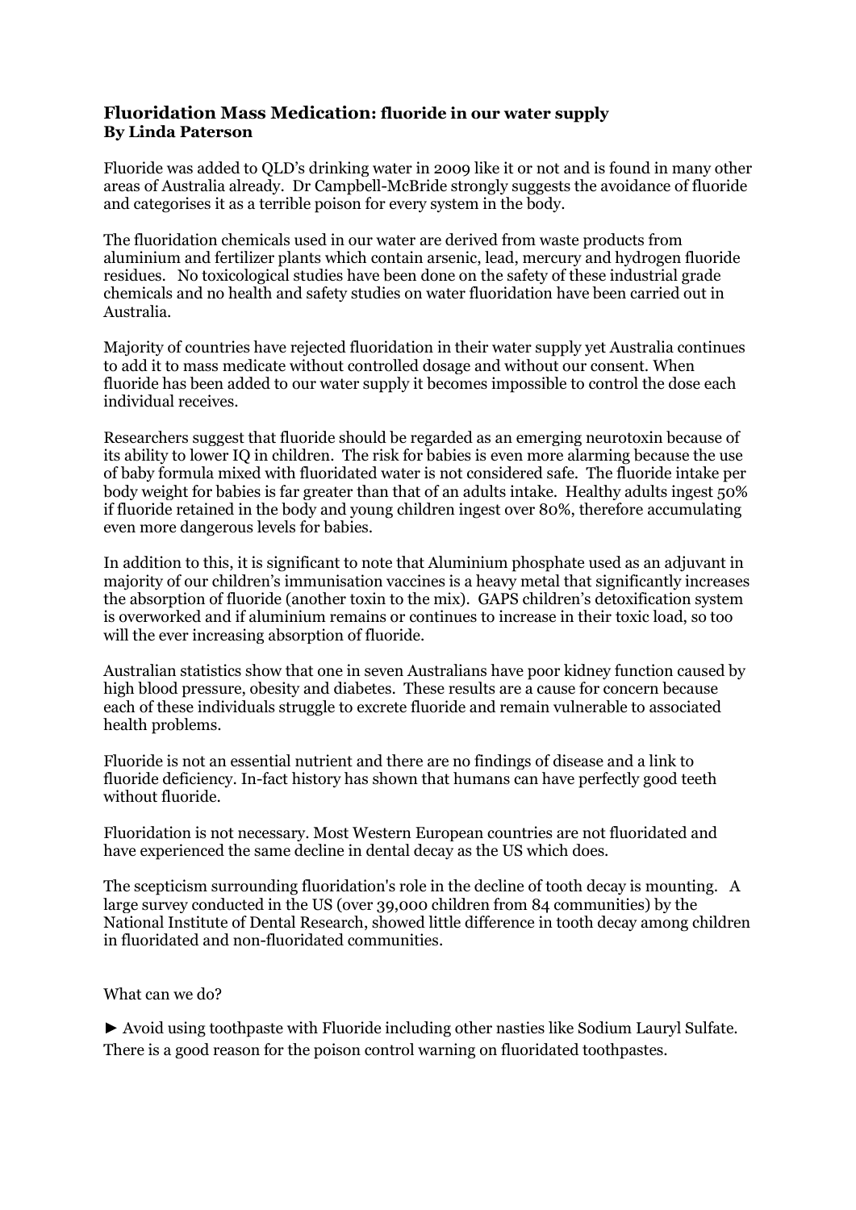### Fluoridation Mass Medication: fluoride in our water supply
### By Linda Paterson

Fluoride was added to QLD's drinking water in 2009 like it or not and is found in many other areas of Australia already. Dr Campbell-McBride strongly suggests the avoidance of fluoride and categorises it as a terrible poison for every system in the body.

The fluoridation chemicals used in our water are derived from waste products from aluminium and fertilizer plants which contain arsenic, lead, mercury and hydrogen fluoride residues. No toxicological studies have been done on the safety of these industrial grade chemicals and no health and safety studies on water fluoridation have been carried out in Australia.

Majority of countries have rejected fluoridation in their water supply yet Australia continues to add it to mass medicate without controlled dosage and without our consent. When fluoride has been added to our water supply it becomes impossible to control the dose each individual receives.

Researchers suggest that fluoride should be regarded as an emerging neurotoxin because of its ability to lower IQ in children. The risk for babies is even more alarming because the use of baby formula mixed with fluoridated water is not considered safe. The fluoride intake per body weight for babies is far greater than that of an adults intake. Healthy adults ingest 50% if fluoride retained in the body and young children ingest over 80%, therefore accumulating even more dangerous levels for babies.

In addition to this, it is significant to note that Aluminium phosphate used as an adjuvant in majority of our children's immunisation vaccines is a heavy metal that significantly increases the absorption of fluoride (another toxin to the mix). GAPS children's detoxification system is overworked and if aluminium remains or continues to increase in their toxic load, so too will the ever increasing absorption of fluoride.

Australian statistics show that one in seven Australians have poor kidney function caused by high blood pressure, obesity and diabetes. These results are a cause for concern because each of these individuals struggle to excrete fluoride and remain vulnerable to associated health problems.

Fluoride is not an essential nutrient and there are no findings of disease and a link to fluoride deficiency. In-fact history has shown that humans can have perfectly good teeth without fluoride.

Fluoridation is not necessary. Most Western European countries are not fluoridated and have experienced the same decline in dental decay as the US which does.

The scepticism surrounding fluoridation's role in the decline of tooth decay is mounting. A large survey conducted in the US (over 39,000 children from 84 communities) by the National Institute of Dental Research, showed little difference in tooth decay among children in fluoridated and non-fluoridated communities.

What can we do?

► Avoid using toothpaste with Fluoride including other nasties like Sodium Lauryl Sulfate. There is a good reason for the poison control warning on fluoridated toothpastes.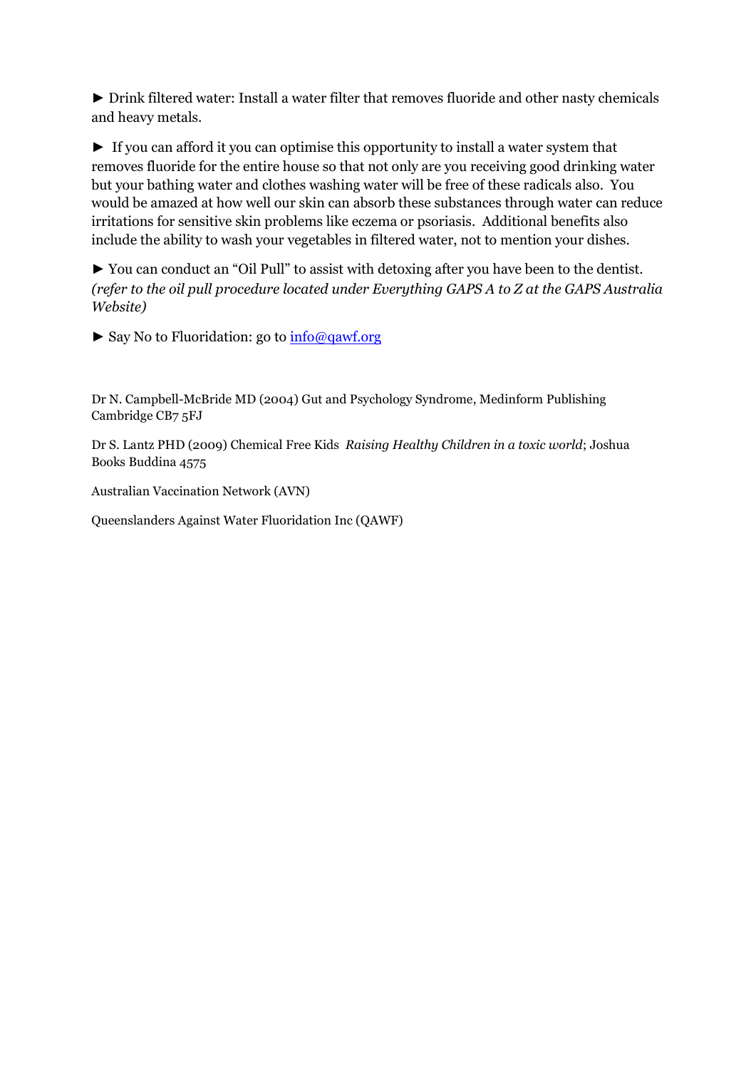► Drink filtered water: Install a water filter that removes fluoride and other nasty chemicals and heavy metals.

► If you can afford it you can optimise this opportunity to install a water system that removes fluoride for the entire house so that not only are you receiving good drinking water but your bathing water and clothes washing water will be free of these radicals also. You would be amazed at how well our skin can absorb these substances through water can reduce irritations for sensitive skin problems like eczema or psoriasis. Additional benefits also include the ability to wash your vegetables in filtered water, not to mention your dishes.

► You can conduct an "Oil Pull" to assist with detoxing after you have been to the dentist. *(refer to the oil pull procedure located under Everything GAPS A to Z at the GAPS Australia Website)*

► Say No to Fluoridation: go to [info@qawf.org](mailto:info@qawf.org)

Dr N. Campbell-McBride MD (2004) Gut and Psychology Syndrome, Medinform Publishing Cambridge CB7 5FJ

Dr S. Lantz PHD (2009) Chemical Free Kids *Raising Healthy Children in a toxic world*; Joshua Books Buddina 4575

Australian Vaccination Network (AVN)

Queenslanders Against Water Fluoridation Inc (QAWF)